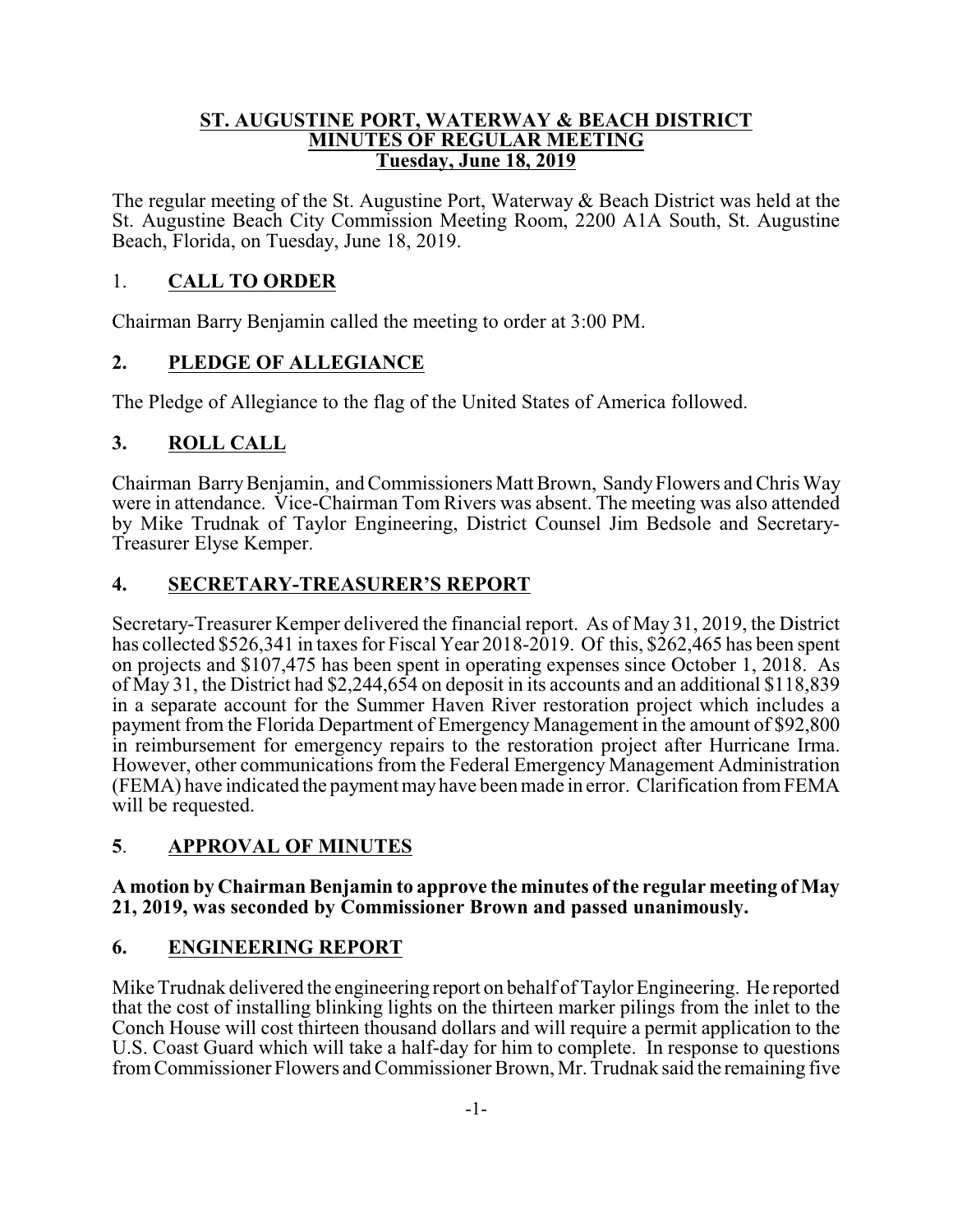# ST. AUGUSTINE PORT, WATERWAY & BEACH DISTRICT
## MINUTES OF REGULAR MEETING
### Tuesday, June 18, 2019

The regular meeting of the St. Augustine Port, Waterway & Beach District was held at the St. Augustine Beach City Commission Meeting Room, 2200 A1A South, St. Augustine Beach, Florida, on Tuesday, June 18, 2019.

## 1. CALL TO ORDER

Chairman Barry Benjamin called the meeting to order at 3:00 PM.

## 2. PLEDGE OF ALLEGIANCE

The Pledge of Allegiance to the flag of the United States of America followed.

## 3. ROLL CALL

Chairman Barry Benjamin, and Commissioners Matt Brown, Sandy Flowers and Chris Way were in attendance. Vice-Chairman Tom Rivers was absent. The meeting was also attended by Mike Trudnak of Taylor Engineering, District Counsel Jim Bedsole and Secretary-Treasurer Elyse Kemper.

## 4. SECRETARY-TREASURER'S REPORT

Secretary-Treasurer Kemper delivered the financial report. As of May 31, 2019, the District has collected $526,341 in taxes for Fiscal Year 2018-2019. Of this, $262,465 has been spent on projects and $107,475 has been spent in operating expenses since October 1, 2018. As of May 31, the District had $2,244,654 on deposit in its accounts and an additional $118,839 in a separate account for the Summer Haven River restoration project which includes a payment from the Florida Department of Emergency Management in the amount of $92,800 in reimbursement for emergency repairs to the restoration project after Hurricane Irma. However, other communications from the Federal Emergency Management Administration (FEMA) have indicated the payment may have been made in error. Clarification from FEMA will be requested.

## 5. APPROVAL OF MINUTES

**A motion by Chairman Benjamin to approve the minutes of the regular meeting of May 21, 2019, was seconded by Commissioner Brown and passed unanimously.**

## 6. ENGINEERING REPORT

Mike Trudnak delivered the engineering report on behalf of Taylor Engineering. He reported that the cost of installing blinking lights on the thirteen marker pilings from the inlet to the Conch House will cost thirteen thousand dollars and will require a permit application to the U.S. Coast Guard which will take a half-day for him to complete. In response to questions from Commissioner Flowers and Commissioner Brown, Mr. Trudnak said the remaining five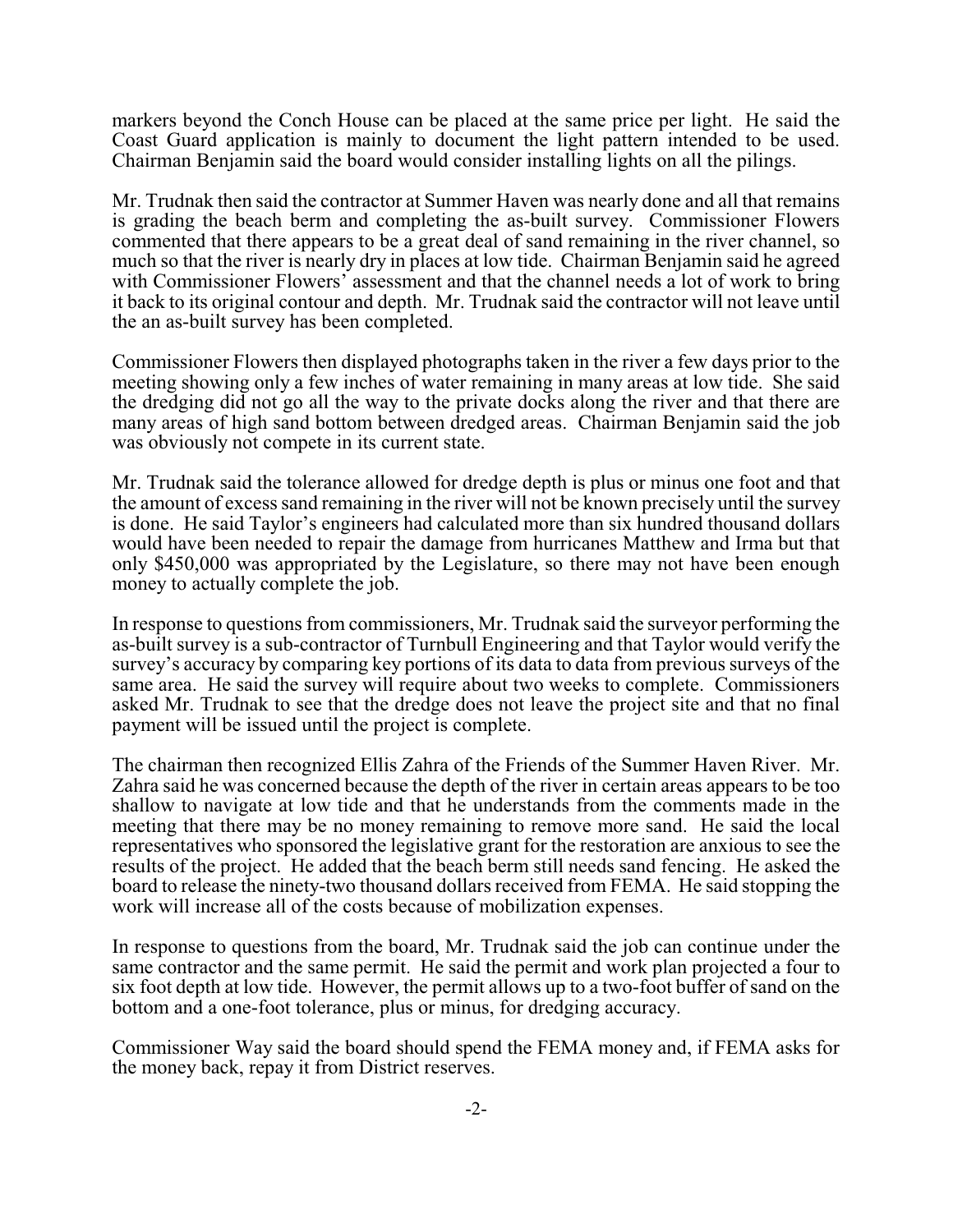markers beyond the Conch House can be placed at the same price per light. He said the Coast Guard application is mainly to document the light pattern intended to be used. Chairman Benjamin said the board would consider installing lights on all the pilings.

Mr. Trudnak then said the contractor at Summer Haven was nearly done and all that remains is grading the beach berm and completing the as-built survey. Commissioner Flowers commented that there appears to be a great deal of sand remaining in the river channel, so much so that the river is nearly dry in places at low tide. Chairman Benjamin said he agreed with Commissioner Flowers' assessment and that the channel needs a lot of work to bring it back to its original contour and depth. Mr. Trudnak said the contractor will not leave until the an as-built survey has been completed.

Commissioner Flowers then displayed photographs taken in the river a few days prior to the meeting showing only a few inches of water remaining in many areas at low tide. She said the dredging did not go all the way to the private docks along the river and that there are many areas of high sand bottom between dredged areas. Chairman Benjamin said the job was obviously not compete in its current state.

Mr. Trudnak said the tolerance allowed for dredge depth is plus or minus one foot and that the amount of excess sand remaining in the river will not be known precisely until the survey is done. He said Taylor's engineers had calculated more than six hundred thousand dollars would have been needed to repair the damage from hurricanes Matthew and Irma but that only $450,000 was appropriated by the Legislature, so there may not have been enough money to actually complete the job.

In response to questions from commissioners, Mr. Trudnak said the surveyor performing the as-built survey is a sub-contractor of Turnbull Engineering and that Taylor would verify the survey's accuracy by comparing key portions of its data to data from previous surveys of the same area. He said the survey will require about two weeks to complete. Commissioners asked Mr. Trudnak to see that the dredge does not leave the project site and that no final payment will be issued until the project is complete.

The chairman then recognized Ellis Zahra of the Friends of the Summer Haven River. Mr. Zahra said he was concerned because the depth of the river in certain areas appears to be too shallow to navigate at low tide and that he understands from the comments made in the meeting that there may be no money remaining to remove more sand. He said the local representatives who sponsored the legislative grant for the restoration are anxious to see the results of the project. He added that the beach berm still needs sand fencing. He asked the board to release the ninety-two thousand dollars received from FEMA. He said stopping the work will increase all of the costs because of mobilization expenses.

In response to questions from the board, Mr. Trudnak said the job can continue under the same contractor and the same permit. He said the permit and work plan projected a four to six foot depth at low tide. However, the permit allows up to a two-foot buffer of sand on the bottom and a one-foot tolerance, plus or minus, for dredging accuracy.

Commissioner Way said the board should spend the FEMA money and, if FEMA asks for the money back, repay it from District reserves.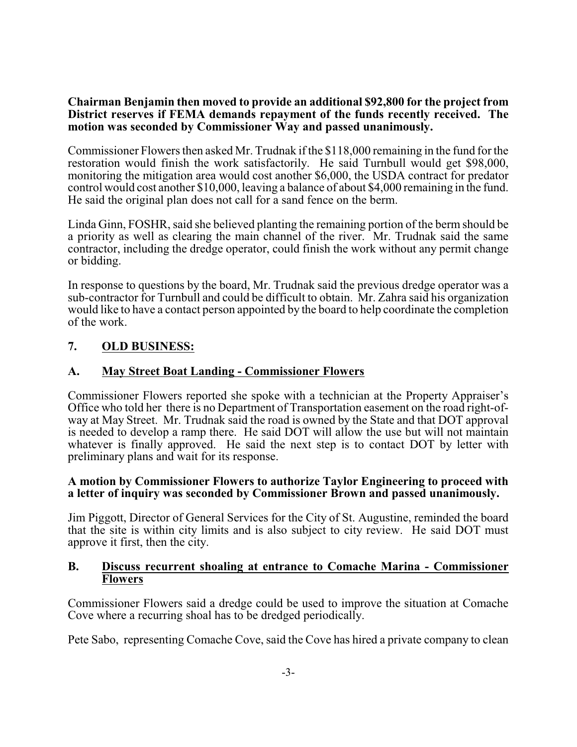**Chairman Benjamin then moved to provide an additional $92,800 for the project from District reserves if FEMA demands repayment of the funds recently received. The motion was seconded by Commissioner Way and passed unanimously.**

Commissioner Flowers then asked Mr. Trudnak if the $118,000 remaining in the fund for the restoration would finish the work satisfactorily. He said Turnbull would get $98,000, monitoring the mitigation area would cost another $6,000, the USDA contract for predator control would cost another $10,000, leaving a balance of about $4,000 remaining in the fund. He said the original plan does not call for a sand fence on the berm.

Linda Ginn, FOSHR, said she believed planting the remaining portion of the berm should be a priority as well as clearing the main channel of the river. Mr. Trudnak said the same contractor, including the dredge operator, could finish the work without any permit change or bidding.

In response to questions by the board, Mr. Trudnak said the previous dredge operator was a sub-contractor for Turnbull and could be difficult to obtain. Mr. Zahra said his organization would like to have a contact person appointed by the board to help coordinate the completion of the work.

## 7. <u>OLD BUSINESS:</u>

### A. <u>May Street Boat Landing - Commissioner Flowers</u>

Commissioner Flowers reported she spoke with a technician at the Property Appraiser's Office who told her there is no Department of Transportation easement on the road right-of-way at May Street. Mr. Trudnak said the road is owned by the State and that DOT approval is needed to develop a ramp there. He said DOT will allow the use but will not maintain whatever is finally approved. He said the next step is to contact DOT by letter with preliminary plans and wait for its response.

**A motion by Commissioner Flowers to authorize Taylor Engineering to proceed with a letter of inquiry was seconded by Commissioner Brown and passed unanimously.**

Jim Piggott, Director of General Services for the City of St. Augustine, reminded the board that the site is within city limits and is also subject to city review. He said DOT must approve it first, then the city.

### B. <u>Discuss recurrent shoaling at entrance to Comache Marina - Commissioner Flowers</u>

Commissioner Flowers said a dredge could be used to improve the situation at Comache Cove where a recurring shoal has to be dredged periodically.

Pete Sabo, representing Comache Cove, said the Cove has hired a private company to clean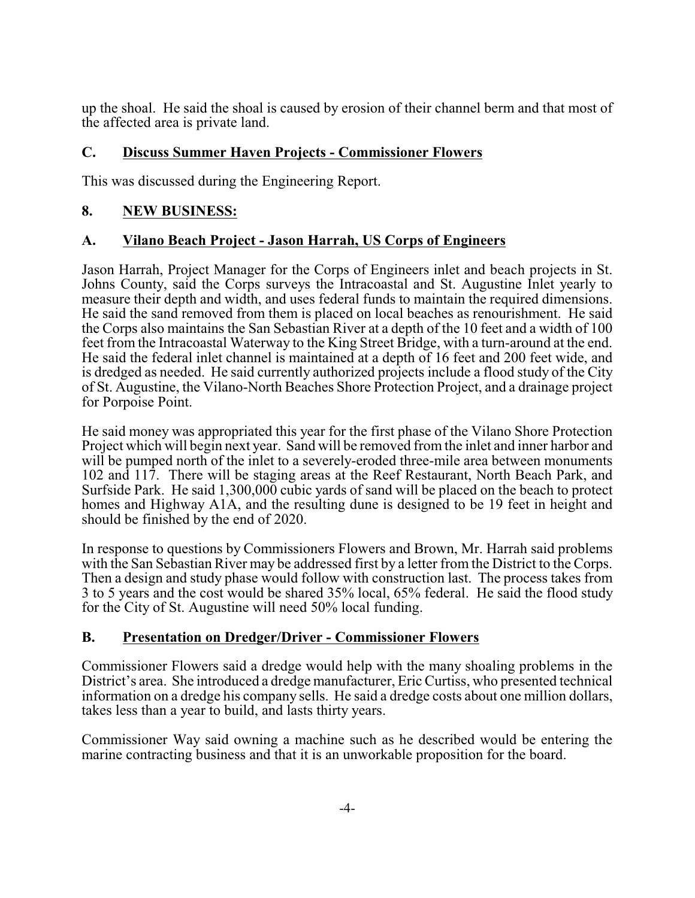up the shoal. He said the shoal is caused by erosion of their channel berm and that most of the affected area is private land.

## C. Discuss Summer Haven Projects - Commissioner Flowers

This was discussed during the Engineering Report.

## 8. NEW BUSINESS:

## A. Vilano Beach Project - Jason Harrah, US Corps of Engineers

Jason Harrah, Project Manager for the Corps of Engineers inlet and beach projects in St. Johns County, said the Corps surveys the Intracoastal and St. Augustine Inlet yearly to measure their depth and width, and uses federal funds to maintain the required dimensions. He said the sand removed from them is placed on local beaches as renourishment. He said the Corps also maintains the San Sebastian River at a depth of the 10 feet and a width of 100 feet from the Intracoastal Waterway to the King Street Bridge, with a turn-around at the end. He said the federal inlet channel is maintained at a depth of 16 feet and 200 feet wide, and is dredged as needed. He said currently authorized projects include a flood study of the City of St. Augustine, the Vilano-North Beaches Shore Protection Project, and a drainage project for Porpoise Point.

He said money was appropriated this year for the first phase of the Vilano Shore Protection Project which will begin next year. Sand will be removed from the inlet and inner harbor and will be pumped north of the inlet to a severely-eroded three-mile area between monuments 102 and 117. There will be staging areas at the Reef Restaurant, North Beach Park, and Surfside Park. He said 1,300,000 cubic yards of sand will be placed on the beach to protect homes and Highway A1A, and the resulting dune is designed to be 19 feet in height and should be finished by the end of 2020.

In response to questions by Commissioners Flowers and Brown, Mr. Harrah said problems with the San Sebastian River may be addressed first by a letter from the District to the Corps. Then a design and study phase would follow with construction last. The process takes from 3 to 5 years and the cost would be shared 35% local, 65% federal. He said the flood study for the City of St. Augustine will need 50% local funding.

## B. Presentation on Dredger/Driver - Commissioner Flowers

Commissioner Flowers said a dredge would help with the many shoaling problems in the District's area. She introduced a dredge manufacturer, Eric Curtiss, who presented technical information on a dredge his company sells. He said a dredge costs about one million dollars, takes less than a year to build, and lasts thirty years.

Commissioner Way said owning a machine such as he described would be entering the marine contracting business and that it is an unworkable proposition for the board.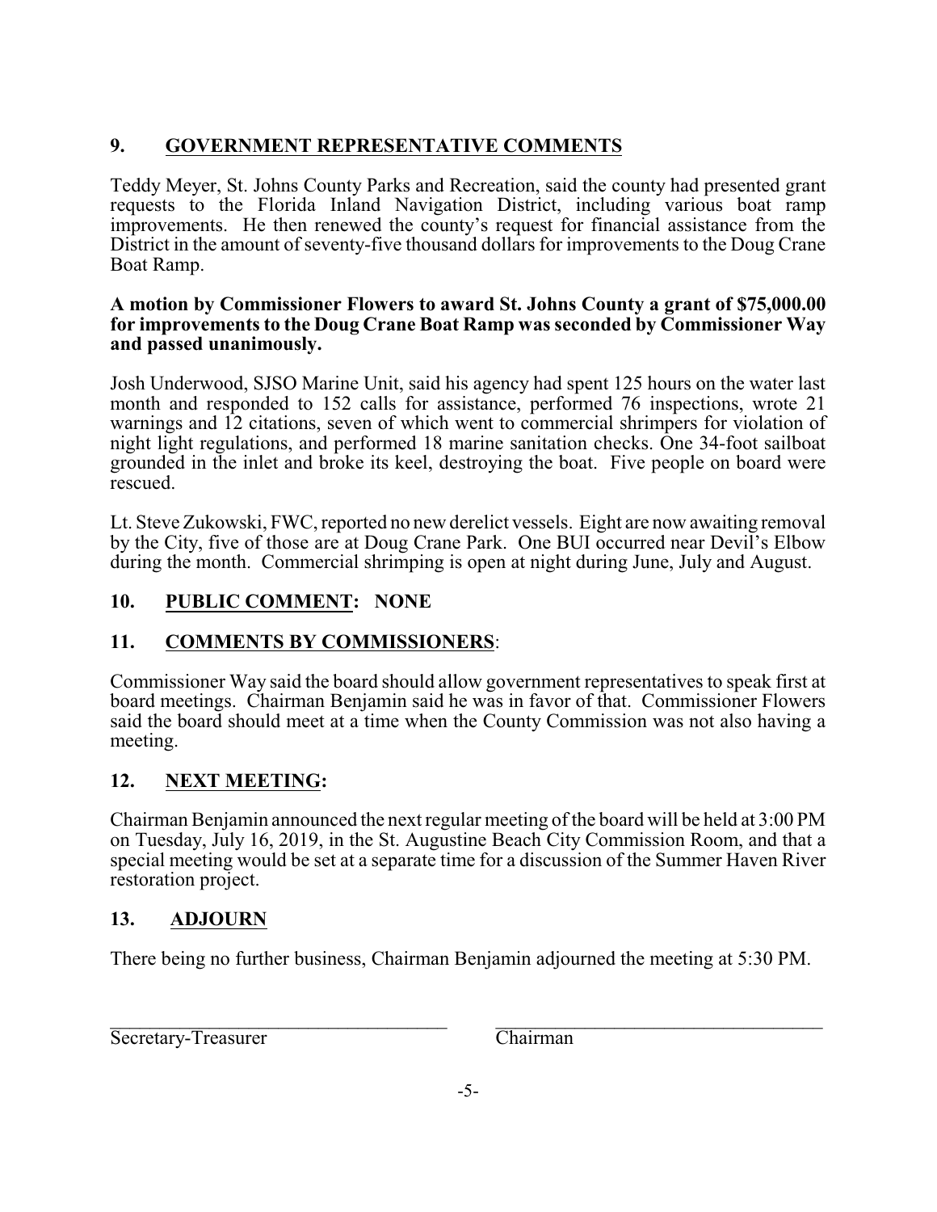## 9. GOVERNMENT REPRESENTATIVE COMMENTS

Teddy Meyer, St. Johns County Parks and Recreation, said the county had presented grant requests to the Florida Inland Navigation District, including various boat ramp improvements. He then renewed the county's request for financial assistance from the District in the amount of seventy-five thousand dollars for improvements to the Doug Crane Boat Ramp.

**A motion by Commissioner Flowers to award St. Johns County a grant of $75,000.00 for improvements to the Doug Crane Boat Ramp was seconded by Commissioner Way and passed unanimously.**

Josh Underwood, SJSO Marine Unit, said his agency had spent 125 hours on the water last month and responded to 152 calls for assistance, performed 76 inspections, wrote 21 warnings and 12 citations, seven of which went to commercial shrimpers for violation of night light regulations, and performed 18 marine sanitation checks. One 34-foot sailboat grounded in the inlet and broke its keel, destroying the boat. Five people on board were rescued.

Lt. Steve Zukowski, FWC, reported no new derelict vessels. Eight are now awaiting removal by the City, five of those are at Doug Crane Park. One BUI occurred near Devil's Elbow during the month. Commercial shrimping is open at night during June, July and August.

## 10. PUBLIC COMMENT: NONE

## 11. COMMENTS BY COMMISSIONERS:

Commissioner Way said the board should allow government representatives to speak first at board meetings. Chairman Benjamin said he was in favor of that. Commissioner Flowers said the board should meet at a time when the County Commission was not also having a meeting.

## 12. NEXT MEETING:

Chairman Benjamin announced the next regular meeting of the board will be held at 3:00 PM on Tuesday, July 16, 2019, in the St. Augustine Beach City Commission Room, and that a special meeting would be set at a separate time for a discussion of the Summer Haven River restoration project.

## 13. ADJOURN

There being no further business, Chairman Benjamin adjourned the meeting at 5:30 PM.

\_\_\_\_\_\_\_\_\_\_\_\_\_\_\_\_\_\_\_\_\_\_\_\_\_\_\_\_\_\_\_\_\_\_\_\_ \_\_\_\_\_\_\_\_\_\_\_\_\_\_\_\_\_\_\_\_\_\_\_\_\_\_\_\_\_\_\_\_\_\_\_\_

Secretary-Treasurer Chairman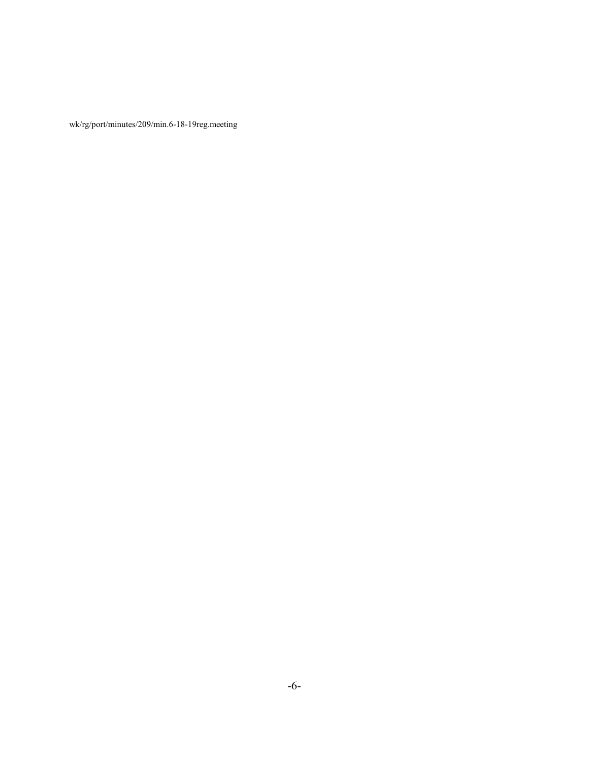wk/rg/port/minutes/209/min.6-18-19reg.meeting